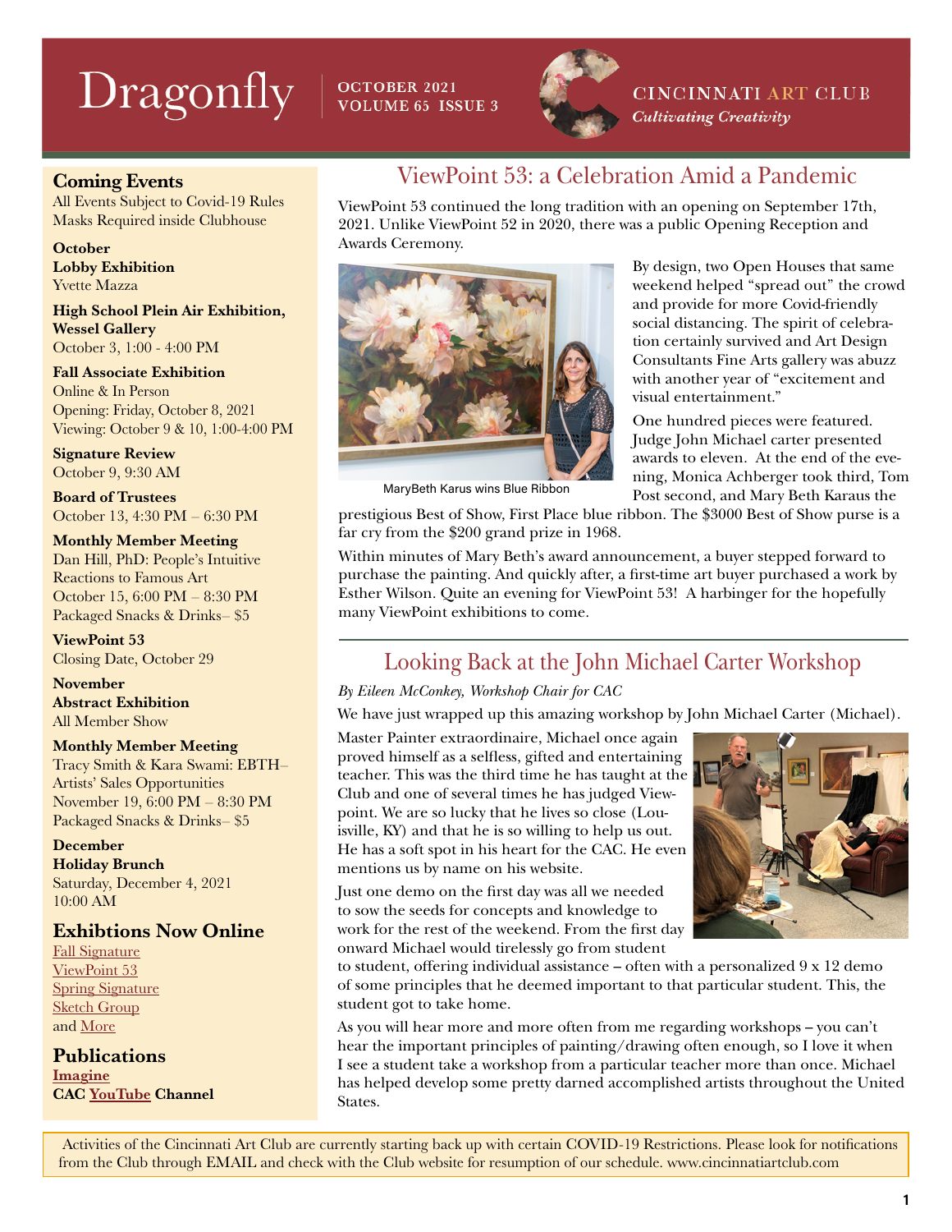# Dragonfly

**OCTOBER 2021**
**VOLUME 65 ISSUE 3**

**CINCINNATI ART CLUB**
*Cultivating Creativity*

## Coming Events

All Events Subject to Covid-19 Rules
Masks Required inside Clubhouse

**October**
**Lobby Exhibition**
Yvette Mazza

**High School Plein Air Exhibition, Wessel Gallery**
October 3, 1:00 - 4:00 PM

**Fall Associate Exhibition**
Online & In Person
Opening: Friday, October 8, 2021
Viewing: October 9 & 10, 1:00-4:00 PM

**Signature Review**
October 9, 9:30 AM

**Board of Trustees**
October 13, 4:30 PM – 6:30 PM

**Monthly Member Meeting**
Dan Hill, PhD: People's Intuitive Reactions to Famous Art
October 15, 6:00 PM – 8:30 PM
Packaged Snacks & Drinks– $5

**ViewPoint 53**
Closing Date, October 29

**November**
**Abstract Exhibition**
All Member Show

**Monthly Member Meeting**
Tracy Smith & Kara Swami: EBTH– Artists' Sales Opportunities
November 19, 6:00 PM – 8:30 PM
Packaged Snacks & Drinks– $5

**December**
**Holiday Brunch**
Saturday, December 4, 2021
10:00 AM

## Exhibtions Now Online

Fall Signature
ViewPoint 53
Spring Signature
Sketch Group
and More

## Publications

**Imagine**
**CAC YouTube Channel**

## ViewPoint 53: a Celebration Amid a Pandemic

ViewPoint 53 continued the long tradition with an opening on September 17th, 2021. Unlike ViewPoint 52 in 2020, there was a public Opening Reception and Awards Ceremony.

MaryBeth Karus wins Blue Ribbon

By design, two Open Houses that same weekend helped "spread out" the crowd and provide for more Covid-friendly social distancing. The spirit of celebration certainly survived and Art Design Consultants Fine Arts gallery was abuzz with another year of "excitement and visual entertainment."

One hundred pieces were featured. Judge John Michael carter presented awards to eleven. At the end of the evening, Monica Achberger took third, Tom Post second, and Mary Beth Karaus the prestigious Best of Show, First Place blue ribbon. The $3000 Best of Show purse is a far cry from the $200 grand prize in 1968.

Within minutes of Mary Beth's award announcement, a buyer stepped forward to purchase the painting. And quickly after, a first-time art buyer purchased a work by Esther Wilson. Quite an evening for ViewPoint 53! A harbinger for the hopefully many ViewPoint exhibitions to come.

## Looking Back at the John Michael Carter Workshop

*By Eileen McConkey, Workshop Chair for CAC*

We have just wrapped up this amazing workshop by John Michael Carter (Michael).

Master Painter extraordinaire, Michael once again proved himself as a selfless, gifted and entertaining teacher. This was the third time he has taught at the Club and one of several times he has judged ViewPoint. We are so lucky that he lives so close (Louisville, KY) and that he is so willing to help us out. He has a soft spot in his heart for the CAC. He even mentions us by name on his website.

Just one demo on the first day was all we needed to sow the seeds for concepts and knowledge to work for the rest of the weekend. From the first day onward Michael would tirelessly go from student to student, offering individual assistance – often with a personalized 9 x 12 demo of some principles that he deemed important to that particular student. This, the student got to take home.

As you will hear more and more often from me regarding workshops – you can't hear the important principles of painting/drawing often enough, so I love it when I see a student take a workshop from a particular teacher more than once. Michael has helped develop some pretty darned accomplished artists throughout the United States.

Activities of the Cincinnati Art Club are currently starting back up with certain COVID-19 Restrictions. Please look for notifications from the Club through EMAIL and check with the Club website for resumption of our schedule. www.cincinnatiartclub.com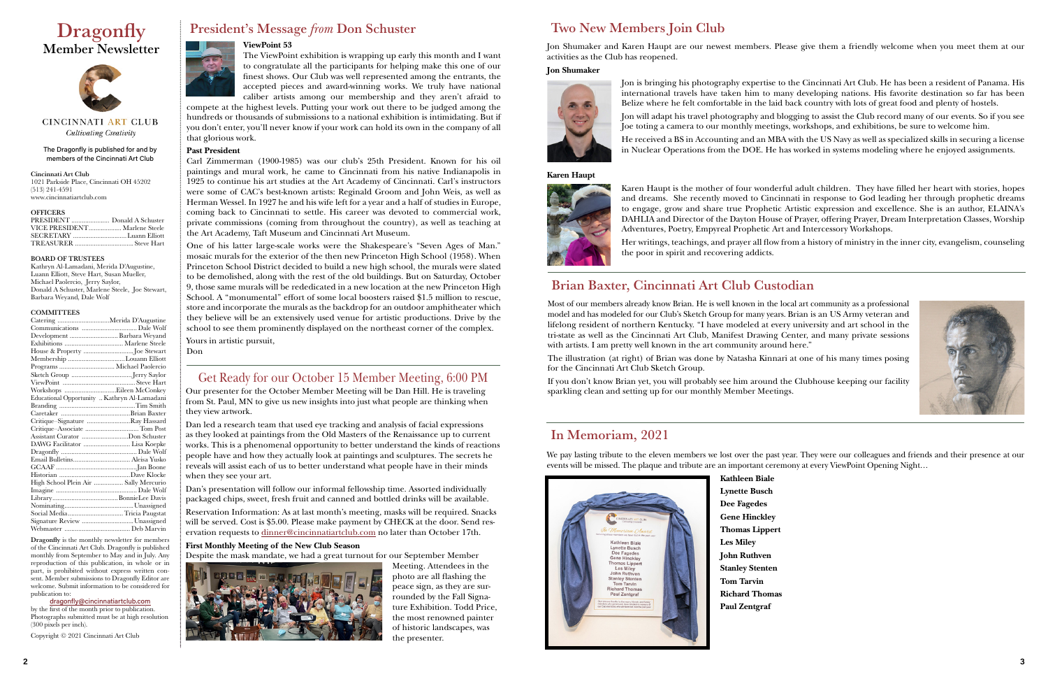# Dragonfly
## Member Newsletter

CINCINNATI ART CLUB
*Cultivating Creativity*

The Dragonfly is published for and by members of the Cincinnati Art Club

**Cincinnati Art Club**
1021 Parkside Place, Cincinnati OH 45202
(513) 241-4591
www.cincinnatiartclub.com

**OFFICERS**

PRESIDENT ...................... Donald A Schuster
VICE PRESIDENT.................. Marlene Steele
SECRETARY ............................Luann Elliott
TREASURER ................................ Steve Hart

**BOARD OF TRUSTEES**

Kathryn Al-Lamadani, Merida D'Augustine, Luann Elliott, Steve Hart, Susan Mueller, Michael Paolercio, Jerry Saylor, Donald A Schuster, Marlene Steele, Joe Stewart, Barbara Weyand, Dale Wolf

**COMMITTEES**

Catering ..............................Merida D'Augustine
Communications ................................ Dale Wolf
Development ............................Barbara Weyand
Exhibitions .................................. Marlene Steele
House & Property ..............................Joe Stewart
Membership ..................................Luann Elliott
Programs ................................ Michael Paolercio
Sketch Group ....................................Jerry Saylor
ViewPoint ......................................... Steve Hart
Workshops .............................Eileen McConkey
Educational Opportunity .. Kathryn Al-Lamadani
Branding ............................................Tim Smith
Caretaker ........................................Brian Baxter
Critique–Signature ..........................Ray Hassard
Critique–Associate ..............................Tom Post
Assistant Curator ............................Don Schuster
DAWG Facilitator ............................ Lisa Koepke
Dragonfly ............................................Dale Wolf
Email Bulletins..................................Aleisa Yusko
GCAAF ............................................Jan Boone
Historian ...........................................Dave Klocke
High School Plein Air ................ Sally Mercurio
Imagine ...............................................Dale Wolf
Library.....................................BonnieLee Davis
Nominating........................................Unassigned
Social Media................................. Tricia Paugstat
Signature Review ..............................Unassigned
Webmaster ......................................Deb Marvin

**Dragonfly** is the monthly newsletter for members of the Cincinnati Art Club. Dragonfly is published monthly from September to May and in July. Any reproduction of this publication, in whole or in part, is prohibited without express written consent. Member submissions to Dragonfly Editor are welcome. Submit information to be considered for publication to:

dragonfly@cincinnatiartclub.com

by the first of the month prior to publication. Photographs submitted must be at high resolution (300 pixels per inch).

Copyright © 2021 Cincinnati Art Club

## President's Message *from* Don Schuster

### ViewPoint 53

The ViewPoint exhibition is wrapping up early this month and I want to congratulate all the participants for helping make this one of our finest shows. Our Club was well represented among the entrants, the accepted pieces and award-winning works. We truly have national caliber artists among our membership and they aren't afraid to compete at the highest levels. Putting your work out there to be judged among the hundreds or thousands of submissions to a national exhibition is intimidating. But if you don't enter, you'll never know if your work can hold its own in the company of all that glorious work.

### Past President

Carl Zimmerman (1900-1985) was our club's 25th President. Known for his oil paintings and mural work, he came to Cincinnati from his native Indianapolis in 1925 to continue his art studies at the Art Academy of Cincinnati. Carl's instructors were some of CAC's best-known artists: Reginald Groom and John Weis, as well as Herman Wessel. In 1927 he and his wife left for a year and a half of studies in Europe, coming back to Cincinnati to settle. His career was devoted to commercial work, private commissions (coming from throughout the country), as well as teaching at the Art Academy, Taft Museum and Cincinnati Art Museum.

One of his latter large-scale works were the Shakespeare's "Seven Ages of Man." mosaic murals for the exterior of the then new Princeton High School (1958). When Princeton School District decided to build a new high school, the murals were slated to be demolished, along with the rest of the old buildings. But on Saturday, October 9, those same murals will be rededicated in a new location at the new Princeton High School. A "monumental" effort of some local boosters raised $1.5 million to rescue, store and incorporate the murals as the backdrop for an outdoor amphitheater which they believe will be an extensively used venue for artistic productions. Drive by the school to see them prominently displayed on the northeast corner of the complex.

Yours in artistic pursuit,

Don

## Get Ready for our October 15 Member Meeting, 6:00 PM

Our presenter for the October Member Meeting will be Dan Hill. He is traveling from St. Paul, MN to give us new insights into just what people are thinking when they view artwork.

Dan led a research team that used eye tracking and analysis of facial expressions as they looked at paintings from the Old Masters of the Renaissance up to current works. This is a phenomenal opportunity to better understand the kinds of reactions people have and how they actually look at paintings and sculptures. The secrets he reveals will assist each of us to better understand what people have in their minds when they see your art.

Dan's presentation will follow our informal fellowship time. Assorted individually packaged chips, sweet, fresh fruit and canned and bottled drinks will be available.

Reservation Information: As at last month's meeting, masks will be required. Snacks will be served. Cost is $5.00. Please make payment by CHECK at the door. Send reservation requests to dinner@cincinnatiartclub.com no later than October 17th.

### First Monthly Meeting of the New Club Season

Despite the mask mandate, we had a great turnout for our September Member Meeting. Attendees in the photo are all flashing the peace sign, as they are surrounded by the Fall Signature Exhibition. Todd Price, the most renowned painter of historic landscapes, was the presenter.

## Two New Members Join Club

Jon Shumaker and Karen Haupt are our newest members. Please give them a friendly welcome when you meet them at our activities as the Club has reopened.

### Jon Shumaker

Jon is bringing his photography expertise to the Cincinnati Art Club. He has been a resident of Panama. His international travels have taken him to many developing nations. His favorite destination so far has been Belize where he felt comfortable in the laid back country with lots of great food and plenty of hostels.

Jon will adapt his travel photography and blogging to assist the Club record many of our events. So if you see Joe toting a camera to our monthly meetings, workshops, and exhibitions, be sure to welcome him.

He received a BS in Accounting and an MBA with the US Navy as well as specialized skills in securing a license in Nuclear Operations from the DOE. He has worked in systems modeling where he enjoyed assignments.

### Karen Haupt

Karen Haupt is the mother of four wonderful adult children. They have filled her heart with stories, hopes and dreams. She recently moved to Cincinnati in response to God leading her through prophetic dreams to engage, grow and share true Prophetic Artistic expression and excellence. She is an author, ELAINA's DAHLIA and Director of the Dayton House of Prayer, offering Prayer, Dream Interpretation Classes, Worship Adventures, Poetry, Empyreal Prophetic Art and Intercessory Workshops.

Her writings, teachings, and prayer all flow from a history of ministry in the inner city, evangelism, counseling the poor in spirit and recovering addicts.

## Brian Baxter, Cincinnati Art Club Custodian

Most of our members already know Brian. He is well known in the local art community as a professional model and has modeled for our Club's Sketch Group for many years. Brian is an US Army veteran and lifelong resident of northern Kentucky. "I have modeled at every university and art school in the tri-state as well as the Cincinnati Art Club, Manifest Drawing Center, and many private sessions with artists. I am pretty well known in the art community around here."

The illustration (at right) of Brian was done by Natasha Kinnari at one of his many times posing for the Cincinnati Art Club Sketch Group.

If you don't know Brian yet, you will probably see him around the Clubhouse keeping our facility sparkling clean and setting up for our monthly Member Meetings.

## In Memoriam, 2021

We pay lasting tribute to the eleven members we lost over the past year. They were our colleagues and friends and their presence at our events will be missed. The plaque and tribute are an important ceremony at every ViewPoint Opening Night…

**Kathleen Biale**
**Lynette Busch**
**Dee Fagedes**
**Gene Hinckley**
**Thomas Lippert**
**Les Miley**
**John Ruthven**
**Stanley Stenten**
**Tom Tarvin**
**Richard Thomas**
**Paul Zentgraf**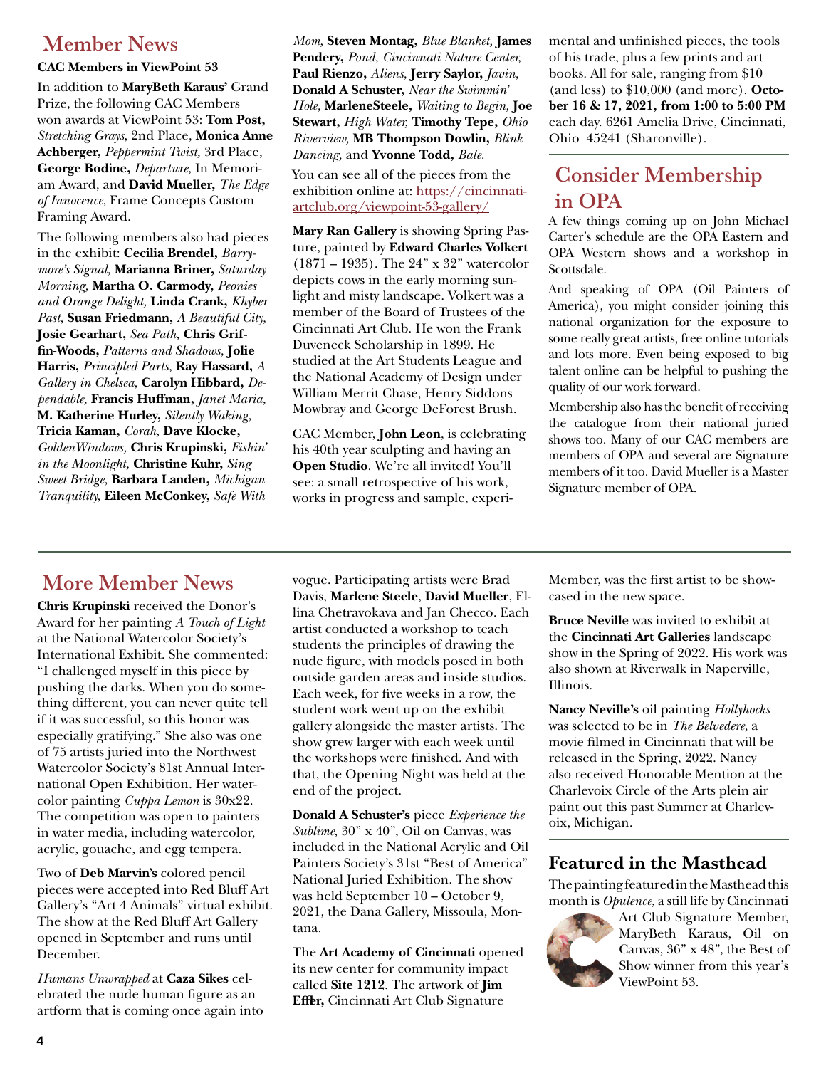## Member News

**CAC Members in ViewPoint 53**

In addition to **MaryBeth Karaus'** Grand Prize, the following CAC Members won awards at ViewPoint 53: **Tom Post,** *Stretching Grays,* 2nd Place, **Monica Anne Achberger,** *Peppermint Twist,* 3rd Place, **George Bodine,** *Departure,* In Memoriam Award, and **David Mueller,** *The Edge of Innocence,* Frame Concepts Custom Framing Award.

The following members also had pieces in the exhibit: **Cecilia Brendel,** *Barrymore's Signal,* **Marianna Briner,** *Saturday Morning,* **Martha O. Carmody,** *Peonies and Orange Delight,* **Linda Crank,** *Khyber Past,* **Susan Friedmann,** *A Beautiful City,* **Josie Gearhart,** *Sea Path,* **Chris Griffin-Woods,** *Patterns and Shadows,* **Jolie Harris,** *Principled Parts,* **Ray Hassard,** *A Gallery in Chelsea,* **Carolyn Hibbard,** *Dependable,* **Francis Huffman,** *Janet Maria,* **M. Katherine Hurley,** *Silently Waking,* **Tricia Kaman,** *Corah,* **Dave Klocke,** *GoldenWindows,* **Chris Krupinski,** *Fishin' in the Moonlight,* **Christine Kuhr,** *Sing Sweet Bridge,* **Barbara Landen,** *Michigan Tranquility,* **Eileen McConkey,** *Safe With Mom,* **Steven Montag,** *Blue Blanket,* **James Pendery,** *Pond, Cincinnati Nature Center,* **Paul Rienzo,** *Aliens,* **Jerry Saylor,** *Javin,* **Donald A Schuster,** *Near the Swimmin' Hole,* **MarleneSteele,** *Waiting to Begin,* **Joe Stewart,** *High Water,* **Timothy Tepe,** *Ohio Riverview,* **MB Thompson Dowlin,** *Blink Dancing,* and **Yvonne Todd,** *Bale.*

You can see all of the pieces from the exhibition online at: https://cincinnatiartclub.org/viewpoint-53-gallery/

**Mary Ran Gallery** is showing Spring Pasture, painted by **Edward Charles Volkert** (1871 – 1935). The 24" x 32" watercolor depicts cows in the early morning sunlight and misty landscape. Volkert was a member of the Board of Trustees of the Cincinnati Art Club. He won the Frank Duveneck Scholarship in 1899. He studied at the Art Students League and the National Academy of Design under William Merrit Chase, Henry Siddons Mowbray and George DeForest Brush.

CAC Member, **John Leon**, is celebrating his 40th year sculpting and having an **Open Studio**. We're all invited! You'll see: a small retrospective of his work, works in progress and sample, experimental and unfinished pieces, the tools of his trade, plus a few prints and art books. All for sale, ranging from $10 (and less) to $10,000 (and more). **October 16 & 17, 2021, from 1:00 to 5:00 PM** each day. 6261 Amelia Drive, Cincinnati, Ohio 45241 (Sharonville).

## Consider Membership in OPA

A few things coming up on John Michael Carter's schedule are the OPA Eastern and OPA Western shows and a workshop in Scottsdale.

And speaking of OPA (Oil Painters of America), you might consider joining this national organization for the exposure to some really great artists, free online tutorials and lots more. Even being exposed to big talent online can be helpful to pushing the quality of our work forward.

Membership also has the benefit of receiving the catalogue from their national juried shows too. Many of our CAC members are members of OPA and several are Signature members of it too. David Mueller is a Master Signature member of OPA.

## More Member News

**Chris Krupinski** received the Donor's Award for her painting *A Touch of Light* at the National Watercolor Society's International Exhibit. She commented: "I challenged myself in this piece by pushing the darks. When you do something different, you can never quite tell if it was successful, so this honor was especially gratifying." She also was one of 75 artists juried into the Northwest Watercolor Society's 81st Annual International Open Exhibition. Her watercolor painting *Cuppa Lemon* is 30x22. The competition was open to painters in water media, including watercolor, acrylic, gouache, and egg tempera.

Two of **Deb Marvin's** colored pencil pieces were accepted into Red Bluff Art Gallery's "Art 4 Animals" virtual exhibit. The show at the Red Bluff Art Gallery opened in September and runs until December.

*Humans Unwrapped* at **Caza Sikes** celebrated the nude human figure as an artform that is coming once again into vogue. Participating artists were Brad Davis, **Marlene Steele**, **David Mueller**, Ellina Chetravokava and Jan Checco. Each artist conducted a workshop to teach students the principles of drawing the nude figure, with models posed in both outside garden areas and inside studios. Each week, for five weeks in a row, the student work went up on the exhibit gallery alongside the master artists. The show grew larger with each week until the workshops were finished. And with that, the Opening Night was held at the end of the project.

**Donald A Schuster's** piece *Experience the Sublime*, 30" x 40", Oil on Canvas, was included in the National Acrylic and Oil Painters Society's 31st "Best of America" National Juried Exhibition. The show was held September 10 – October 9, 2021, the Dana Gallery, Missoula, Montana.

The **Art Academy of Cincinnati** opened its new center for community impact called **Site 1212**. The artwork of **Jim Effler,** Cincinnati Art Club Signature Member, was the first artist to be showcased in the new space.

**Bruce Neville** was invited to exhibit at the **Cincinnati Art Galleries** landscape show in the Spring of 2022. His work was also shown at Riverwalk in Naperville, Illinois.

**Nancy Neville's** oil painting *Hollyhocks* was selected to be in *The Belvedere*, a movie filmed in Cincinnati that will be released in the Spring, 2022. Nancy also received Honorable Mention at the Charlevoix Circle of the Arts plein air paint out this past Summer at Charlevoix, Michigan.

## Featured in the Masthead

The painting featured in the Masthead this month is *Opulence,* a still life by Cincinnati Art Club Signature Member, MaryBeth Karaus, Oil on Canvas, 36" x 48", the Best of Show winner from this year's ViewPoint 53.